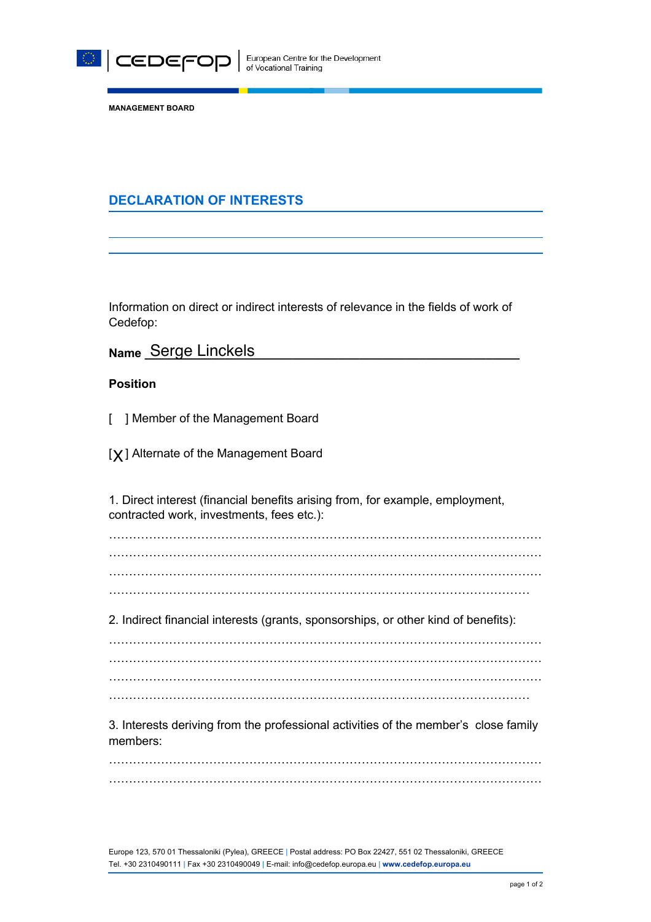CEDEFOP | European Centre for the Development of Vocational Training

**MANAGEMENT BOARD**

## DECLARATION OF INTERESTS

Information on direct or indirect interests of relevance in the fields of work of Cedefop:

**Name** Serge Linckels

**Position**

[ ] Member of the Management Board

[X] Alternate of the Management Board

1. Direct interest (financial benefits arising from, for example, employment, contracted work, investments, fees etc.):

…………………………………………………………………………………………………
…………………………………………………………………………………………………
…………………………………………………………………………………………………
………………………………………………………………………………………………

2. Indirect financial interests (grants, sponsorships, or other kind of benefits):

…………………………………………………………………………………………………
…………………………………………………………………………………………………
…………………………………………………………………………………………………
………………………………………………………………………………………………

3. Interests deriving from the professional activities of the member's close family members:

…………………………………………………………………………………………………
…………………………………………………………………………………………………

Europe 123, 570 01 Thessaloniki (Pylea), GREECE | Postal address: PO Box 22427, 551 02 Thessaloniki, GREECE
Tel. +30 2310490111 | Fax +30 2310490049 | E-mail: info@cedefop.europa.eu | **www.cedefop.europa.eu**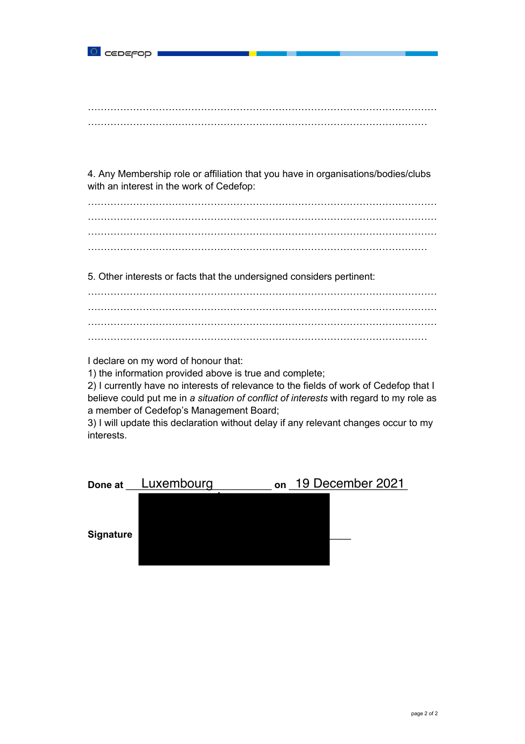…………………………………………………………………………………………………
………………………………………………………………………………………………

4. Any Membership role or affiliation that you have in organisations/bodies/clubs with an interest in the work of Cedefop:

…………………………………………………………………………………………………
…………………………………………………………………………………………………
…………………………………………………………………………………………………
………………………………………………………………………………………………

5. Other interests or facts that the undersigned considers pertinent:

…………………………………………………………………………………………………
…………………………………………………………………………………………………
…………………………………………………………………………………………………
………………………………………………………………………………………………

I declare on my word of honour that:
1) the information provided above is true and complete;
2) I currently have no interests of relevance to the fields of work of Cedefop that I believe could put me in *a situation of conflict of interests* with regard to my role as a member of Cedefop's Management Board;
3) I will update this declaration without delay if any relevant changes occur to my interests.

**Done at** Luxembourg **on** 19 December 2021

**Signature**